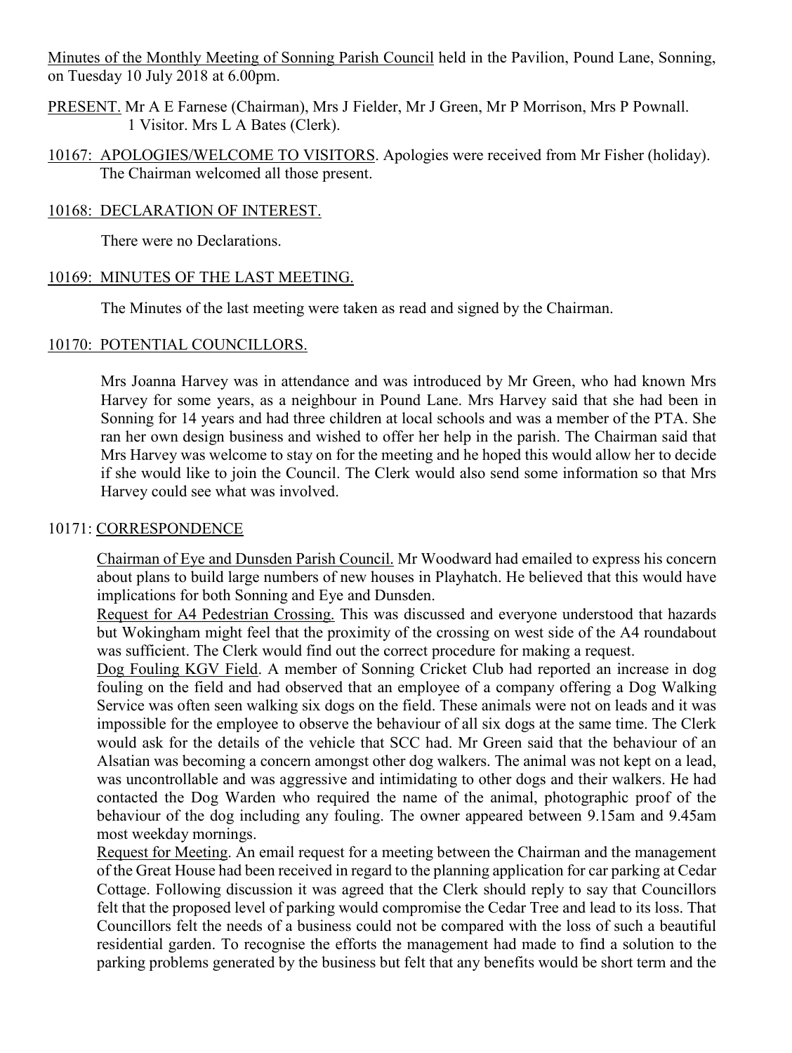Minutes of the Monthly Meeting of Sonning Parish Council held in the Pavilion, Pound Lane, Sonning, on Tuesday 10 July 2018 at 6.00pm.

PRESENT. Mr A E Farnese (Chairman), Mrs J Fielder, Mr J Green, Mr P Morrison, Mrs P Pownall. 1 Visitor. Mrs L A Bates (Clerk).

10167: APOLOGIES/WELCOME TO VISITORS. Apologies were received from Mr Fisher (holiday). The Chairman welcomed all those present.

10168: DECLARATION OF INTEREST.

There were no Declarations.

10169: MINUTES OF THE LAST MEETING.

The Minutes of the last meeting were taken as read and signed by the Chairman.

10170: POTENTIAL COUNCILLORS.

Mrs Joanna Harvey was in attendance and was introduced by Mr Green, who had known Mrs Harvey for some years, as a neighbour in Pound Lane. Mrs Harvey said that she had been in Sonning for 14 years and had three children at local schools and was a member of the PTA. She ran her own design business and wished to offer her help in the parish. The Chairman said that Mrs Harvey was welcome to stay on for the meeting and he hoped this would allow her to decide if she would like to join the Council. The Clerk would also send some information so that Mrs Harvey could see what was involved.

10171: CORRESPONDENCE

Chairman of Eye and Dunsden Parish Council. Mr Woodward had emailed to express his concern about plans to build large numbers of new houses in Playhatch. He believed that this would have implications for both Sonning and Eye and Dunsden.

Request for A4 Pedestrian Crossing. This was discussed and everyone understood that hazards but Wokingham might feel that the proximity of the crossing on west side of the A4 roundabout was sufficient. The Clerk would find out the correct procedure for making a request.

Dog Fouling KGV Field. A member of Sonning Cricket Club had reported an increase in dog fouling on the field and had observed that an employee of a company offering a Dog Walking Service was often seen walking six dogs on the field. These animals were not on leads and it was impossible for the employee to observe the behaviour of all six dogs at the same time. The Clerk would ask for the details of the vehicle that SCC had. Mr Green said that the behaviour of an Alsatian was becoming a concern amongst other dog walkers. The animal was not kept on a lead, was uncontrollable and was aggressive and intimidating to other dogs and their walkers. He had contacted the Dog Warden who required the name of the animal, photographic proof of the behaviour of the dog including any fouling. The owner appeared between 9.15am and 9.45am most weekday mornings.

Request for Meeting. An email request for a meeting between the Chairman and the management of the Great House had been received in regard to the planning application for car parking at Cedar Cottage. Following discussion it was agreed that the Clerk should reply to say that Councillors felt that the proposed level of parking would compromise the Cedar Tree and lead to its loss. That Councillors felt the needs of a business could not be compared with the loss of such a beautiful residential garden. To recognise the efforts the management had made to find a solution to the parking problems generated by the business but felt that any benefits would be short term and the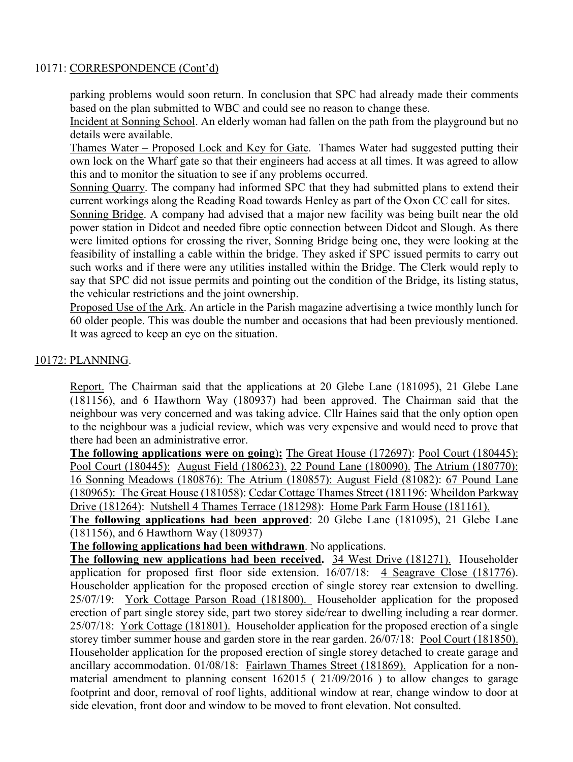10171: CORRESPONDENCE (Cont'd)

parking problems would soon return. In conclusion that SPC had already made their comments based on the plan submitted to WBC and could see no reason to change these.

Incident at Sonning School. An elderly woman had fallen on the path from the playground but no details were available.

Thames Water – Proposed Lock and Key for Gate. Thames Water had suggested putting their own lock on the Wharf gate so that their engineers had access at all times. It was agreed to allow this and to monitor the situation to see if any problems occurred.

Sonning Quarry. The company had informed SPC that they had submitted plans to extend their current workings along the Reading Road towards Henley as part of the Oxon CC call for sites.

Sonning Bridge. A company had advised that a major new facility was being built near the old power station in Didcot and needed fibre optic connection between Didcot and Slough. As there were limited options for crossing the river, Sonning Bridge being one, they were looking at the feasibility of installing a cable within the bridge. They asked if SPC issued permits to carry out such works and if there were any utilities installed within the Bridge. The Clerk would reply to say that SPC did not issue permits and pointing out the condition of the Bridge, its listing status, the vehicular restrictions and the joint ownership.

Proposed Use of the Ark. An article in the Parish magazine advertising a twice monthly lunch for 60 older people. This was double the number and occasions that had been previously mentioned. It was agreed to keep an eye on the situation.

10172: PLANNING.

Report. The Chairman said that the applications at 20 Glebe Lane (181095), 21 Glebe Lane (181156), and 6 Hawthorn Way (180937) had been approved. The Chairman said that the neighbour was very concerned and was taking advice. Cllr Haines said that the only option open to the neighbour was a judicial review, which was very expensive and would need to prove that there had been an administrative error.

**The following applications were on going):** The Great House (172697): Pool Court (180445): Pool Court (180445): August Field (180623). 22 Pound Lane (180090). The Atrium (180770): 16 Sonning Meadows (180876): The Atrium (180857): August Field (81082): 67 Pound Lane (180965): The Great House (181058): Cedar Cottage Thames Street (181196: Wheildon Parkway Drive (181264): Nutshell 4 Thames Terrace (181298): Home Park Farm House (181161).

**The following applications had been approved**: 20 Glebe Lane (181095), 21 Glebe Lane (181156), and 6 Hawthorn Way (180937)

**The following applications had been withdrawn**. No applications.

**The following new applications had been received.** 34 West Drive (181271). Householder application for proposed first floor side extension. 16/07/18: 4 Seagrave Close (181776). Householder application for the proposed erection of single storey rear extension to dwelling. 25/07/19: York Cottage Parson Road (181800). Householder application for the proposed erection of part single storey side, part two storey side/rear to dwelling including a rear dormer. 25/07/18: York Cottage (181801). Householder application for the proposed erection of a single storey timber summer house and garden store in the rear garden. 26/07/18: Pool Court (181850). Householder application for the proposed erection of single storey detached to create garage and ancillary accommodation. 01/08/18: Fairlawn Thames Street (181869). Application for a non-material amendment to planning consent 162015 ( 21/09/2016 ) to allow changes to garage footprint and door, removal of roof lights, additional window at rear, change window to door at side elevation, front door and window to be moved to front elevation. Not consulted.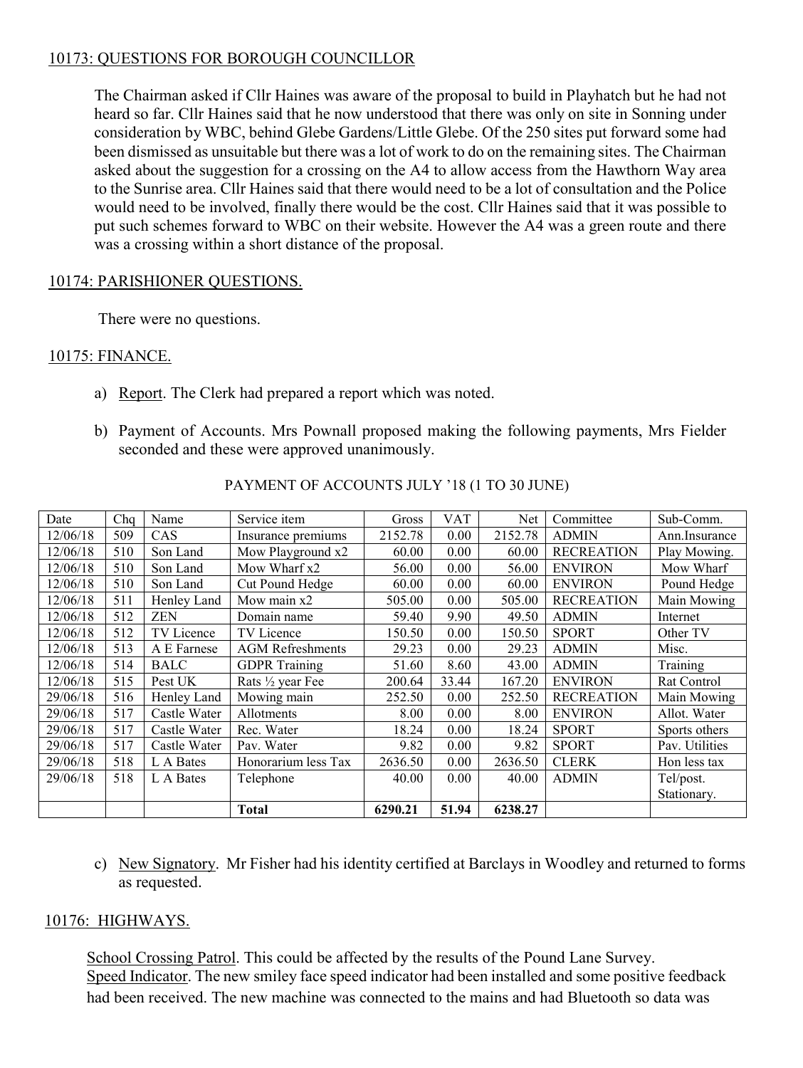## 10173: QUESTIONS FOR BOROUGH COUNCILLOR

The Chairman asked if Cllr Haines was aware of the proposal to build in Playhatch but he had not heard so far. Cllr Haines said that he now understood that there was only on site in Sonning under consideration by WBC, behind Glebe Gardens/Little Glebe. Of the 250 sites put forward some had been dismissed as unsuitable but there was a lot of work to do on the remaining sites. The Chairman asked about the suggestion for a crossing on the A4 to allow access from the Hawthorn Way area to the Sunrise area. Cllr Haines said that there would need to be a lot of consultation and the Police would need to be involved, finally there would be the cost. Cllr Haines said that it was possible to put such schemes forward to WBC on their website. However the A4 was a green route and there was a crossing within a short distance of the proposal.

## 10174: PARISHIONER QUESTIONS.

There were no questions.

## 10175: FINANCE.

a) Report. The Clerk had prepared a report which was noted.

b) Payment of Accounts. Mrs Pownall proposed making the following payments, Mrs Fielder seconded and these were approved unanimously.

PAYMENT OF ACCOUNTS JULY '18 (1 TO 30 JUNE)

| Date | Chq | Name | Service item | Gross | VAT | Net | Committee | Sub-Comm. |
|---|---|---|---|---|---|---|---|---|
| 12/06/18 | 509 | CAS | Insurance premiums | 2152.78 | 0.00 | 2152.78 | ADMIN | Ann.Insurance |
| 12/06/18 | 510 | Son Land | Mow Playground x2 | 60.00 | 0.00 | 60.00 | RECREATION | Play Mowing. |
| 12/06/18 | 510 | Son Land | Mow Wharf x2 | 56.00 | 0.00 | 56.00 | ENVIRON | Mow Wharf |
| 12/06/18 | 510 | Son Land | Cut Pound Hedge | 60.00 | 0.00 | 60.00 | ENVIRON | Pound Hedge |
| 12/06/18 | 511 | Henley Land | Mow main x2 | 505.00 | 0.00 | 505.00 | RECREATION | Main Mowing |
| 12/06/18 | 512 | ZEN | Domain name | 59.40 | 9.90 | 49.50 | ADMIN | Internet |
| 12/06/18 | 512 | TV Licence | TV Licence | 150.50 | 0.00 | 150.50 | SPORT | Other TV |
| 12/06/18 | 513 | A E Farnese | AGM Refreshments | 29.23 | 0.00 | 29.23 | ADMIN | Misc. |
| 12/06/18 | 514 | BALC | GDPR Training | 51.60 | 8.60 | 43.00 | ADMIN | Training |
| 12/06/18 | 515 | Pest UK | Rats ½ year Fee | 200.64 | 33.44 | 167.20 | ENVIRON | Rat Control |
| 29/06/18 | 516 | Henley Land | Mowing main | 252.50 | 0.00 | 252.50 | RECREATION | Main Mowing |
| 29/06/18 | 517 | Castle Water | Allotments | 8.00 | 0.00 | 8.00 | ENVIRON | Allot. Water |
| 29/06/18 | 517 | Castle Water | Rec. Water | 18.24 | 0.00 | 18.24 | SPORT | Sports others |
| 29/06/18 | 517 | Castle Water | Pav. Water | 9.82 | 0.00 | 9.82 | SPORT | Pav. Utilities |
| 29/06/18 | 518 | L A Bates | Honorarium less Tax | 2636.50 | 0.00 | 2636.50 | CLERK | Hon less tax |
| 29/06/18 | 518 | L A Bates | Telephone | 40.00 | 0.00 | 40.00 | ADMIN | Tel/post. Stationary. |
| | | | **Total** | **6290.21** | **51.94** | **6238.27** | | |

c) New Signatory. Mr Fisher had his identity certified at Barclays in Woodley and returned to forms as requested.

## 10176: HIGHWAYS.

School Crossing Patrol. This could be affected by the results of the Pound Lane Survey.
Speed Indicator. The new smiley face speed indicator had been installed and some positive feedback had been received. The new machine was connected to the mains and had Bluetooth so data was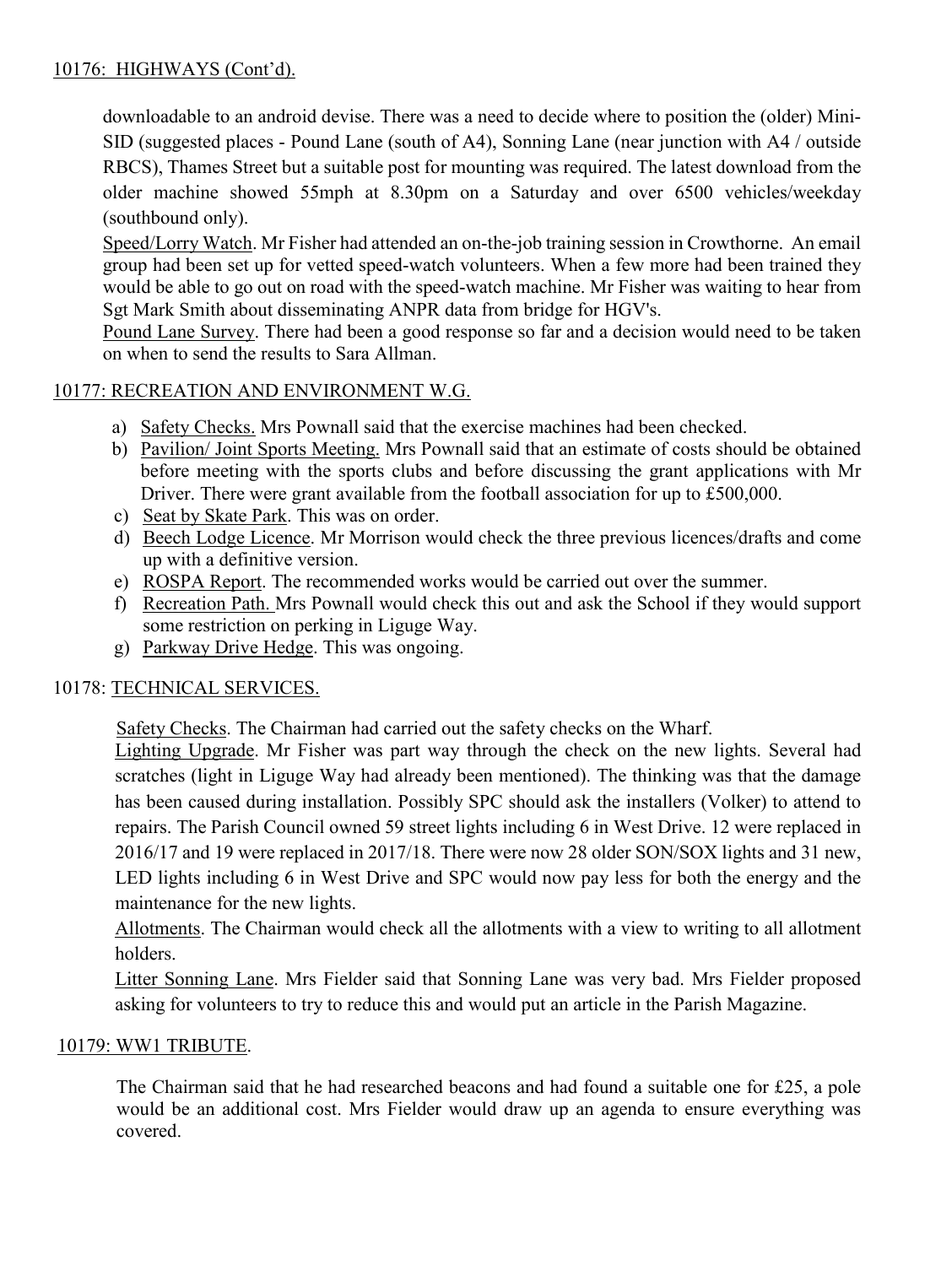## 10176: HIGHWAYS (Cont'd).

downloadable to an android devise. There was a need to decide where to position the (older) Mini-SID (suggested places - Pound Lane (south of A4), Sonning Lane (near junction with A4 / outside RBCS), Thames Street but a suitable post for mounting was required. The latest download from the older machine showed 55mph at 8.30pm on a Saturday and over 6500 vehicles/weekday (southbound only).

Speed/Lorry Watch. Mr Fisher had attended an on-the-job training session in Crowthorne. An email group had been set up for vetted speed-watch volunteers. When a few more had been trained they would be able to go out on road with the speed-watch machine. Mr Fisher was waiting to hear from Sgt Mark Smith about disseminating ANPR data from bridge for HGV's.

Pound Lane Survey. There had been a good response so far and a decision would need to be taken on when to send the results to Sara Allman.

## 10177: RECREATION AND ENVIRONMENT W.G.

a) Safety Checks. Mrs Pownall said that the exercise machines had been checked.
b) Pavilion/ Joint Sports Meeting. Mrs Pownall said that an estimate of costs should be obtained before meeting with the sports clubs and before discussing the grant applications with Mr Driver. There were grant available from the football association for up to £500,000.
c) Seat by Skate Park. This was on order.
d) Beech Lodge Licence. Mr Morrison would check the three previous licences/drafts and come up with a definitive version.
e) ROSPA Report. The recommended works would be carried out over the summer.
f) Recreation Path. Mrs Pownall would check this out and ask the School if they would support some restriction on perking in Liguge Way.
g) Parkway Drive Hedge. This was ongoing.

## 10178: TECHNICAL SERVICES.

Safety Checks. The Chairman had carried out the safety checks on the Wharf.

Lighting Upgrade. Mr Fisher was part way through the check on the new lights. Several had scratches (light in Liguge Way had already been mentioned). The thinking was that the damage has been caused during installation. Possibly SPC should ask the installers (Volker) to attend to repairs. The Parish Council owned 59 street lights including 6 in West Drive. 12 were replaced in 2016/17 and 19 were replaced in 2017/18. There were now 28 older SON/SOX lights and 31 new, LED lights including 6 in West Drive and SPC would now pay less for both the energy and the maintenance for the new lights.

Allotments. The Chairman would check all the allotments with a view to writing to all allotment holders.

Litter Sonning Lane. Mrs Fielder said that Sonning Lane was very bad. Mrs Fielder proposed asking for volunteers to try to reduce this and would put an article in the Parish Magazine.

## 10179: WW1 TRIBUTE.

The Chairman said that he had researched beacons and had found a suitable one for £25, a pole would be an additional cost. Mrs Fielder would draw up an agenda to ensure everything was covered.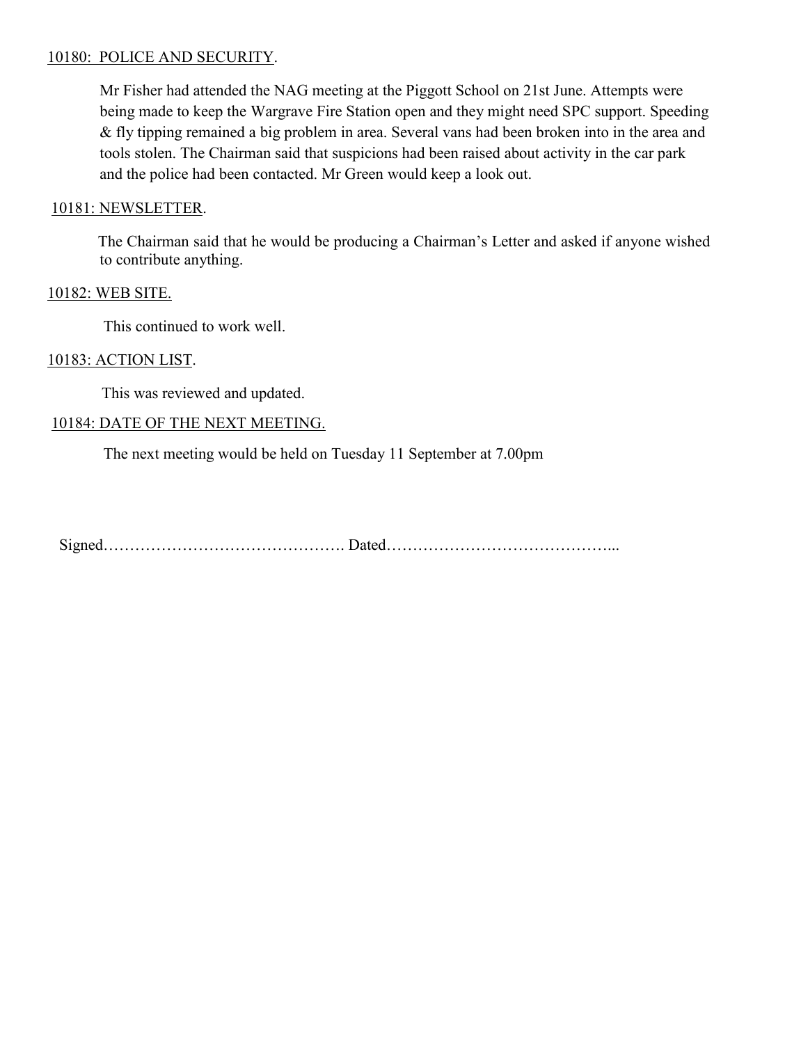10180: POLICE AND SECURITY.

Mr Fisher had attended the NAG meeting at the Piggott School on 21st June. Attempts were being made to keep the Wargrave Fire Station open and they might need SPC support. Speeding & fly tipping remained a big problem in area. Several vans had been broken into in the area and tools stolen. The Chairman said that suspicions had been raised about activity in the car park and the police had been contacted. Mr Green would keep a look out.

10181: NEWSLETTER.

The Chairman said that he would be producing a Chairman's Letter and asked if anyone wished to contribute anything.

10182: WEB SITE.

This continued to work well.

10183: ACTION LIST.

This was reviewed and updated.

10184: DATE OF THE NEXT MEETING.

The next meeting would be held on Tuesday 11 September at 7.00pm

Signed………………………………………. Dated……………………………………...